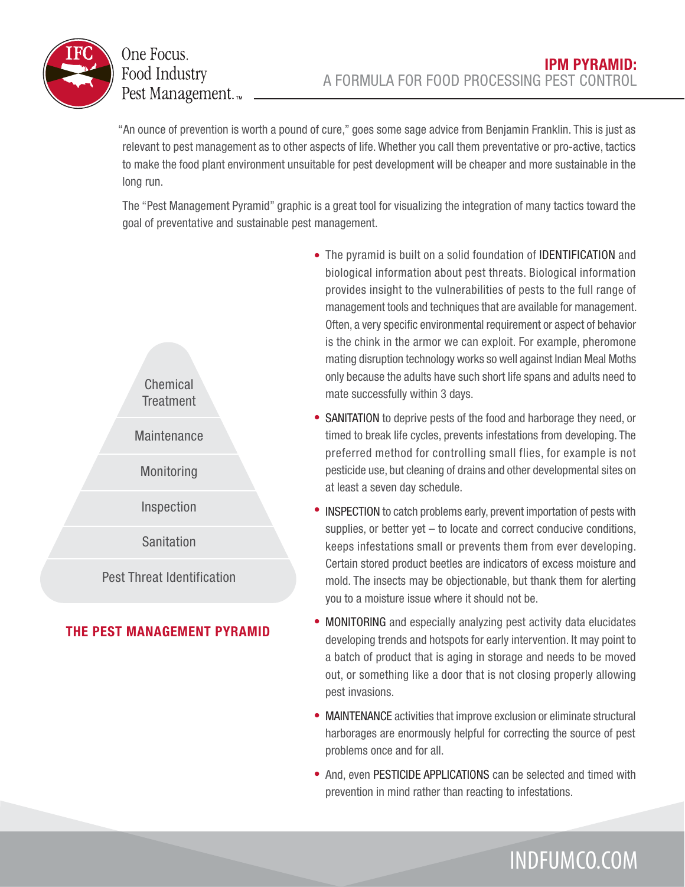One Focus.
Food Industry
Pest Management.™

# IPM PYRAMID:
## A FORMULA FOR FOOD PROCESSING PEST CONTROL

"An ounce of prevention is worth a pound of cure," goes some sage advice from Benjamin Franklin. This is just as relevant to pest management as to other aspects of life. Whether you call them preventative or pro-active, tactics to make the food plant environment unsuitable for pest development will be cheaper and more sustainable in the long run.

The "Pest Management Pyramid" graphic is a great tool for visualizing the integration of many tactics toward the goal of preventative and sustainable pest management.

Chemical Treatment

Maintenance

Monitoring

Inspection

Sanitation

Pest Threat Identification

**THE PEST MANAGEMENT PYRAMID**

- The pyramid is built on a solid foundation of IDENTIFICATION and biological information about pest threats. Biological information provides insight to the vulnerabilities of pests to the full range of management tools and techniques that are available for management. Often, a very specific environmental requirement or aspect of behavior is the chink in the armor we can exploit. For example, pheromone mating disruption technology works so well against Indian Meal Moths only because the adults have such short life spans and adults need to mate successfully within 3 days.
- SANITATION to deprive pests of the food and harborage they need, or timed to break life cycles, prevents infestations from developing. The preferred method for controlling small flies, for example is not pesticide use, but cleaning of drains and other developmental sites on at least a seven day schedule.
- INSPECTION to catch problems early, prevent importation of pests with supplies, or better yet – to locate and correct conducive conditions, keeps infestations small or prevents them from ever developing. Certain stored product beetles are indicators of excess moisture and mold. The insects may be objectionable, but thank them for alerting you to a moisture issue where it should not be.
- MONITORING and especially analyzing pest activity data elucidates developing trends and hotspots for early intervention. It may point to a batch of product that is aging in storage and needs to be moved out, or something like a door that is not closing properly allowing pest invasions.
- MAINTENANCE activities that improve exclusion or eliminate structural harborages are enormously helpful for correcting the source of pest problems once and for all.
- And, even PESTICIDE APPLICATIONS can be selected and timed with prevention in mind rather than reacting to infestations.

INDFUMCO.COM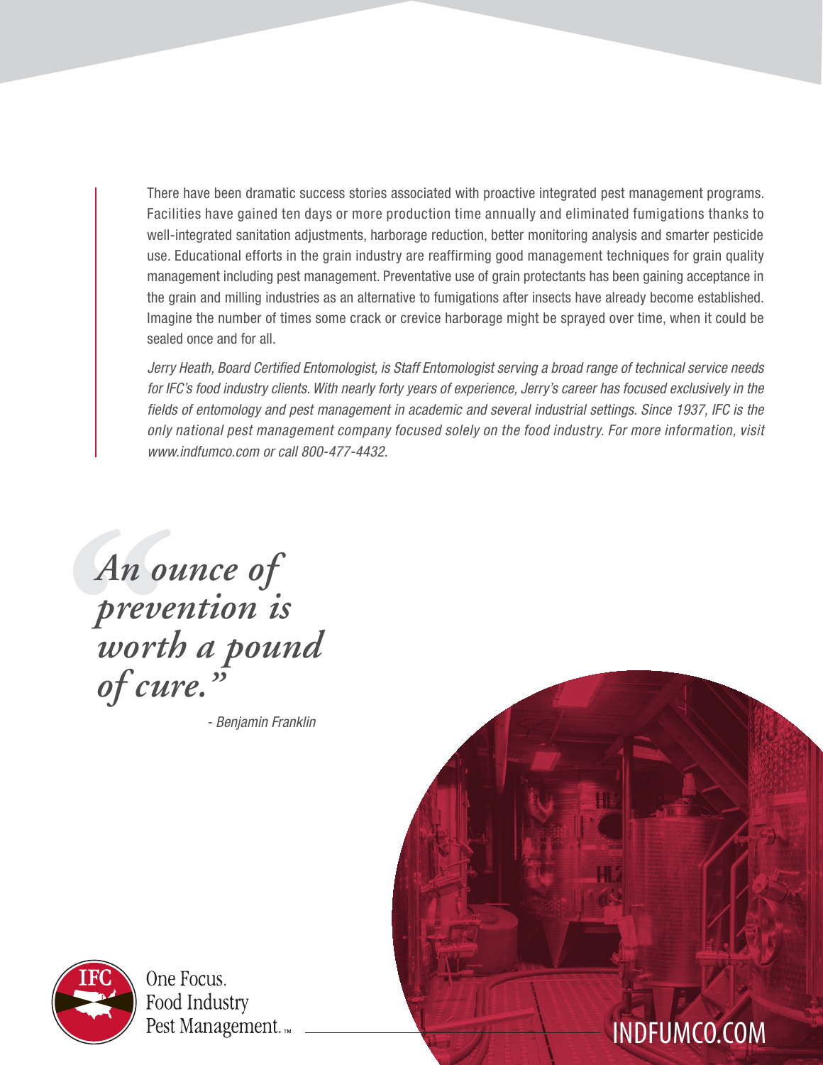There have been dramatic success stories associated with proactive integrated pest management programs. Facilities have gained ten days or more production time annually and eliminated fumigations thanks to well-integrated sanitation adjustments, harborage reduction, better monitoring analysis and smarter pesticide use. Educational efforts in the grain industry are reaffirming good management techniques for grain quality management including pest management. Preventative use of grain protectants has been gaining acceptance in the grain and milling industries as an alternative to fumigations after insects have already become established. Imagine the number of times some crack or crevice harborage might be sprayed over time, when it could be sealed once and for all.

*Jerry Heath, Board Certified Entomologist, is Staff Entomologist serving a broad range of technical service needs for IFC's food industry clients. With nearly forty years of experience, Jerry's career has focused exclusively in the fields of entomology and pest management in academic and several industrial settings. Since 1937, IFC is the only national pest management company focused solely on the food industry. For more information, visit www.indfumco.com or call 800-477-4432.*

> ***"An ounce of prevention is worth a pound of cure."***
>
> *- Benjamin Franklin*

One Focus. Food Industry Pest Management.™

INDFUMCO.COM